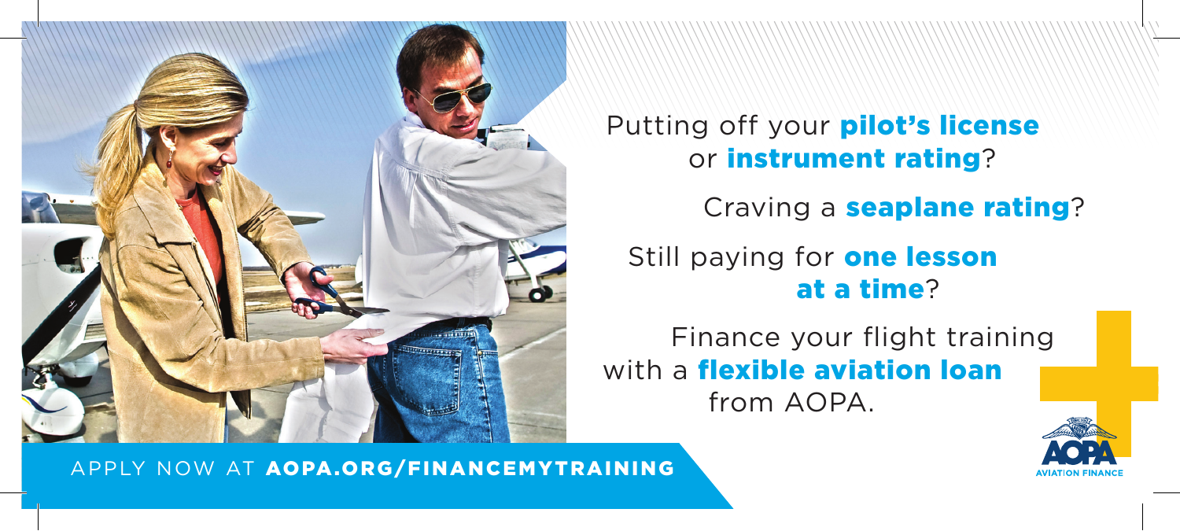Putting off your **pilot's license** or **instrument rating**?

Craving a **seaplane rating**?

Still paying for **one lesson at a time**?

Finance your flight training with a **flexible aviation loan** from AOPA.

APPLY NOW AT **AOPA.ORG/FINANCEMYTRAINING**

AOPA AVIATION FINANCE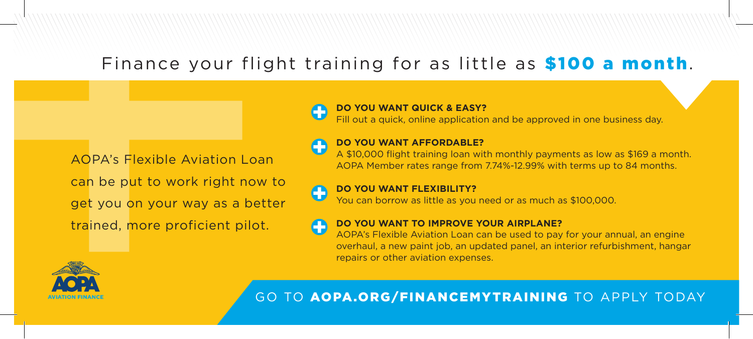# Finance your flight training for as little as **$100 a month**.

AOPA's Flexible Aviation Loan can be put to work right now to get you on your way as a better trained, more proficient pilot.

**DO YOU WANT QUICK & EASY?**
Fill out a quick, online application and be approved in one business day.

**DO YOU WANT AFFORDABLE?**
A $10,000 flight training loan with monthly payments as low as $169 a month. AOPA Member rates range from 7.74%-12.99% with terms up to 84 months.

**DO YOU WANT FLEXIBILITY?**
You can borrow as little as you need or as much as $100,000.

**DO YOU WANT TO IMPROVE YOUR AIRPLANE?**
AOPA's Flexible Aviation Loan can be used to pay for your annual, an engine overhaul, a new paint job, an updated panel, an interior refurbishment, hangar repairs or other aviation expenses.

AOPA AVIATION FINANCE

GO TO **AOPA.ORG/FINANCEMYTRAINING** TO APPLY TODAY